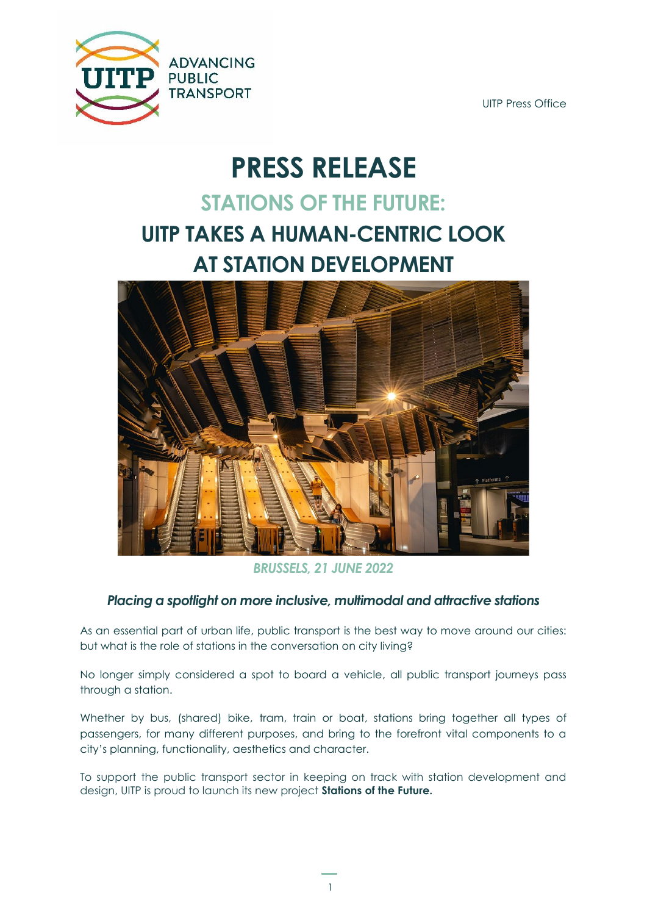UITP Press Office

# PRESS RELEASE

## STATIONS OF THE FUTURE:

## UITP TAKES A HUMAN-CENTRIC LOOK AT STATION DEVELOPMENT

*BRUSSELS, 21 JUNE 2022*

### *Placing a spotlight on more inclusive, multimodal and attractive stations*

As an essential part of urban life, public transport is the best way to move around our cities: but what is the role of stations in the conversation on city living?

No longer simply considered a spot to board a vehicle, all public transport journeys pass through a station.

Whether by bus, (shared) bike, tram, train or boat, stations bring together all types of passengers, for many different purposes, and bring to the forefront vital components to a city's planning, functionality, aesthetics and character.

To support the public transport sector in keeping on track with station development and design, UITP is proud to launch its new project **Stations of the Future.**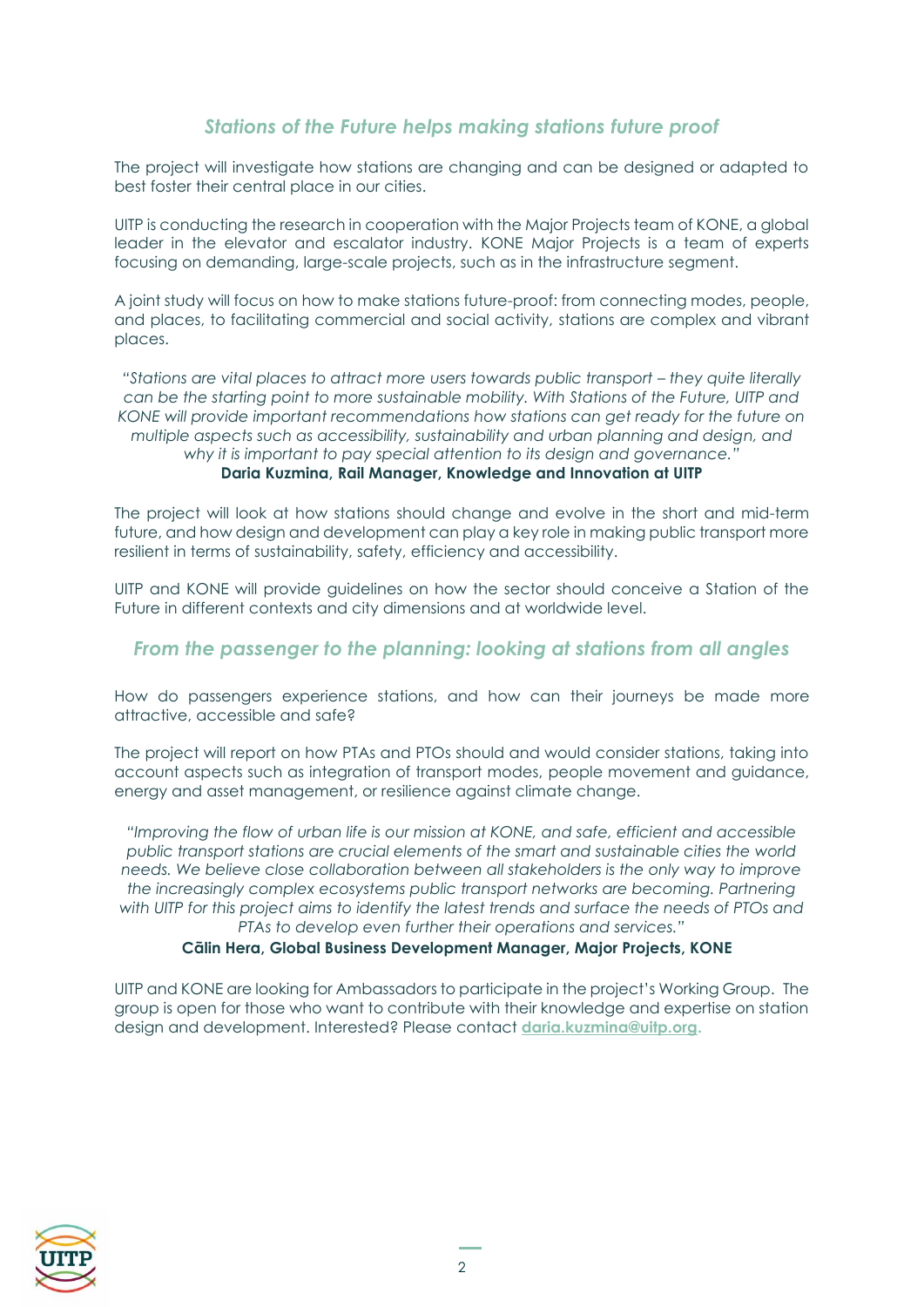## *Stations of the Future helps making stations future proof*

The project will investigate how stations are changing and can be designed or adapted to best foster their central place in our cities.

UITP is conducting the research in cooperation with the Major Projects team of KONE, a global leader in the elevator and escalator industry. KONE Major Projects is a team of experts focusing on demanding, large-scale projects, such as in the infrastructure segment.

A joint study will focus on how to make stations future-proof: from connecting modes, people, and places, to facilitating commercial and social activity, stations are complex and vibrant places.

*"Stations are vital places to attract more users towards public transport – they quite literally can be the starting point to more sustainable mobility. With Stations of the Future, UITP and KONE will provide important recommendations how stations can get ready for the future on multiple aspects such as accessibility, sustainability and urban planning and design, and why it is important to pay special attention to its design and governance."*
**Daria Kuzmina, Rail Manager, Knowledge and Innovation at UITP**

The project will look at how stations should change and evolve in the short and mid-term future, and how design and development can play a key role in making public transport more resilient in terms of sustainability, safety, efficiency and accessibility.

UITP and KONE will provide guidelines on how the sector should conceive a Station of the Future in different contexts and city dimensions and at worldwide level.

## *From the passenger to the planning: looking at stations from all angles*

How do passengers experience stations, and how can their journeys be made more attractive, accessible and safe?

The project will report on how PTAs and PTOs should and would consider stations, taking into account aspects such as integration of transport modes, people movement and guidance, energy and asset management, or resilience against climate change.

*"Improving the flow of urban life is our mission at KONE, and safe, efficient and accessible public transport stations are crucial elements of the smart and sustainable cities the world needs. We believe close collaboration between all stakeholders is the only way to improve the increasingly complex ecosystems public transport networks are becoming. Partnering with UITP for this project aims to identify the latest trends and surface the needs of PTOs and PTAs to develop even further their operations and services."*
**Călin Hera, Global Business Development Manager, Major Projects, KONE**

UITP and KONE are looking for Ambassadors to participate in the project's Working Group. The group is open for those who want to contribute with their knowledge and expertise on station design and development. Interested? Please contact **daria.kuzmina@uitp.org**.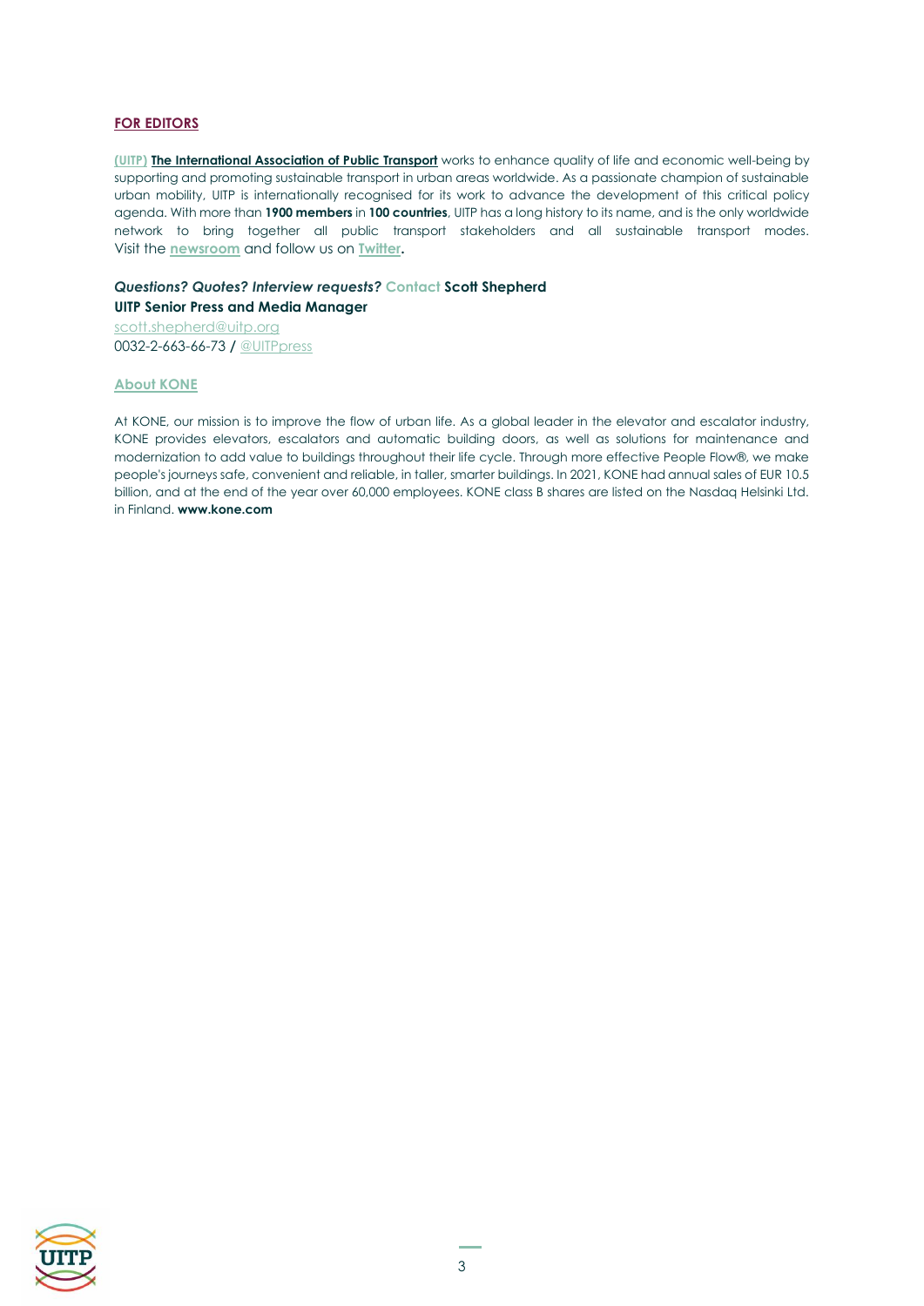**FOR EDITORS**

**(UITP) The International Association of Public Transport** works to enhance quality of life and economic well-being by supporting and promoting sustainable transport in urban areas worldwide. As a passionate champion of sustainable urban mobility, UITP is internationally recognised for its work to advance the development of this critical policy agenda. With more than **1900 members** in **100 countries**, UITP has a long history to its name, and is the only worldwide network to bring together all public transport stakeholders and all sustainable transport modes. Visit the **newsroom** and follow us on **Twitter**.

***Questions? Quotes? Interview requests?*** **Contact Scott Shepherd**
**UITP Senior Press and Media Manager**
scott.shepherd@uitp.org
0032-2-663-66-73 / @UITPpress

**About KONE**

At KONE, our mission is to improve the flow of urban life. As a global leader in the elevator and escalator industry, KONE provides elevators, escalators and automatic building doors, as well as solutions for maintenance and modernization to add value to buildings throughout their life cycle. Through more effective People Flow®, we make people's journeys safe, convenient and reliable, in taller, smarter buildings. In 2021, KONE had annual sales of EUR 10.5 billion, and at the end of the year over 60,000 employees. KONE class B shares are listed on the Nasdaq Helsinki Ltd. in Finland. **www.kone.com**